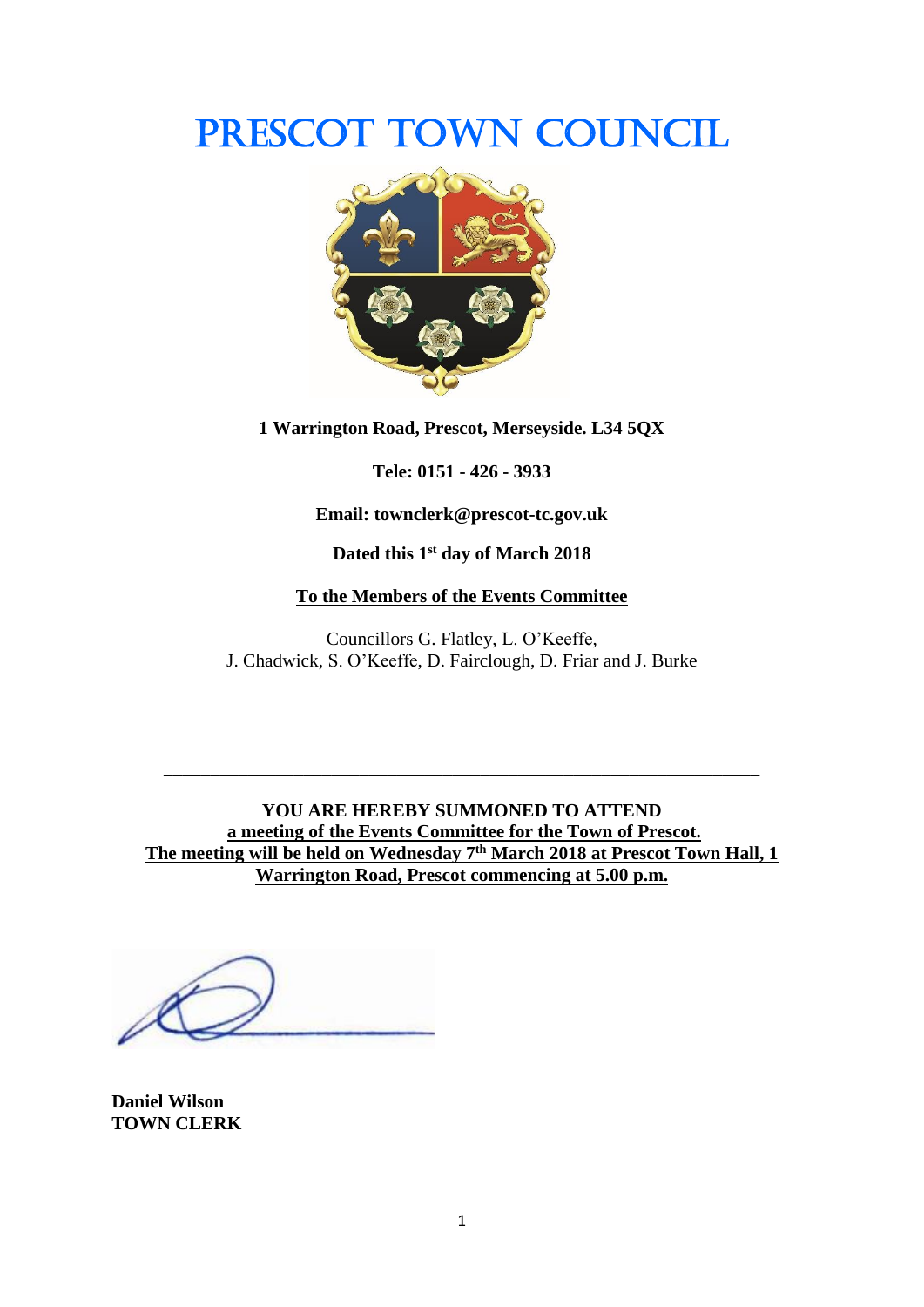# PRESCOT TOWN COUNCIL

**1 Warrington Road, Prescot, Merseyside. L34 5QX**

**Tele: 0151 - 426 - 3933**

**Email: townclerk@prescot-tc.gov.uk**

**Dated this 1st day of March 2018**

**To the Members of the Events Committee**

Councillors G. Flatley, L. O'Keeffe, J. Chadwick, S. O'Keeffe, D. Fairclough, D. Friar and J. Burke

---

**YOU ARE HEREBY SUMMONED TO ATTEND**
**a meeting of the Events Committee for the Town of Prescot.**
**The meeting will be held on Wednesday 7th March 2018 at Prescot Town Hall, 1 Warrington Road, Prescot commencing at 5.00 p.m.**

**Daniel Wilson**
**TOWN CLERK**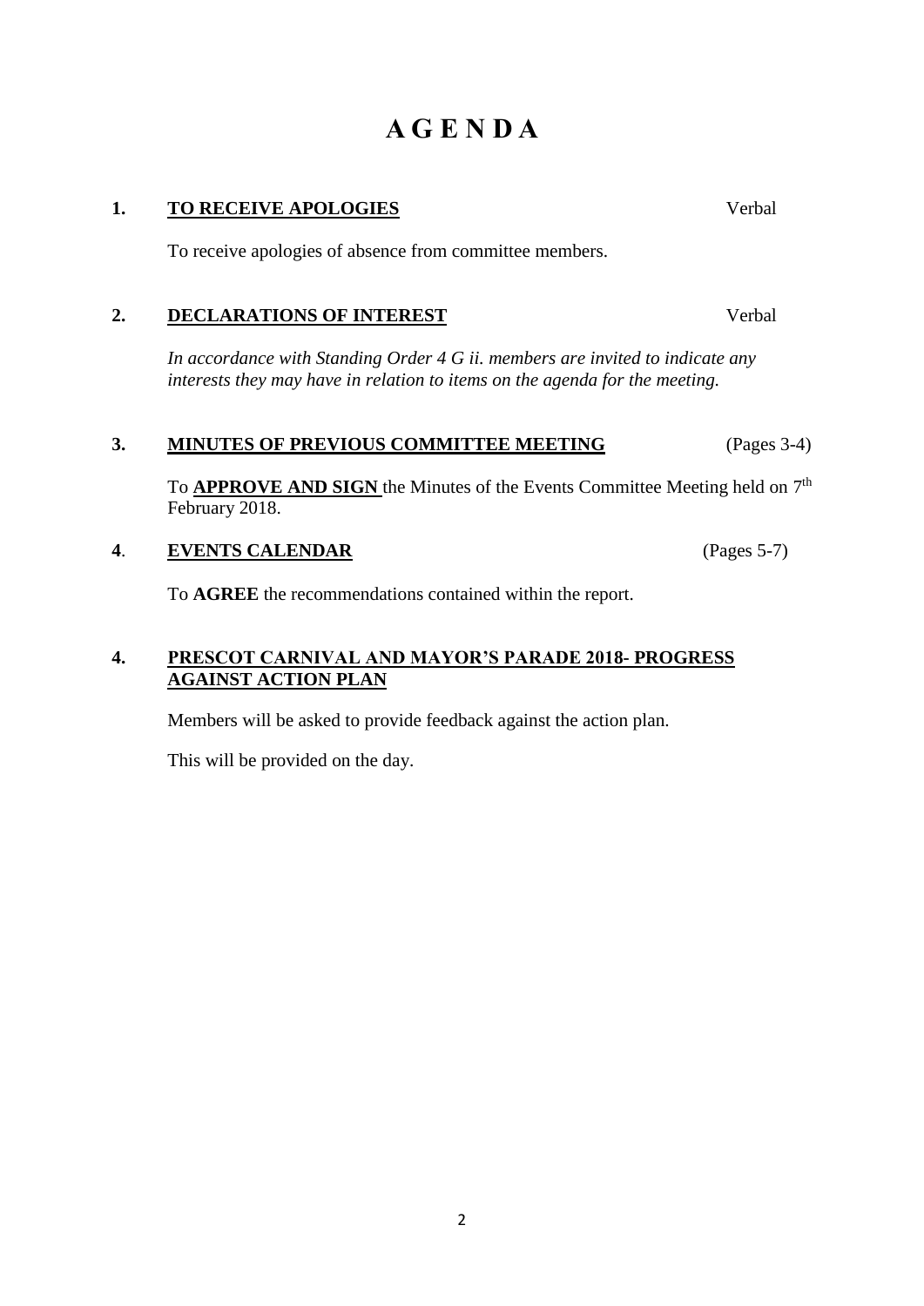# AGENDA

**1. TO RECEIVE APOLOGIES** — Verbal

To receive apologies of absence from committee members.

**2. DECLARATIONS OF INTEREST** — Verbal

*In accordance with Standing Order 4 G ii. members are invited to indicate any interests they may have in relation to items on the agenda for the meeting.*

**3. MINUTES OF PREVIOUS COMMITTEE MEETING** — (Pages 3-4)

To **APPROVE AND SIGN** the Minutes of the Events Committee Meeting held on 7th February 2018.

**4. EVENTS CALENDAR** — (Pages 5-7)

To **AGREE** the recommendations contained within the report.

**4. PRESCOT CARNIVAL AND MAYOR'S PARADE 2018- PROGRESS AGAINST ACTION PLAN**

Members will be asked to provide feedback against the action plan.

This will be provided on the day.